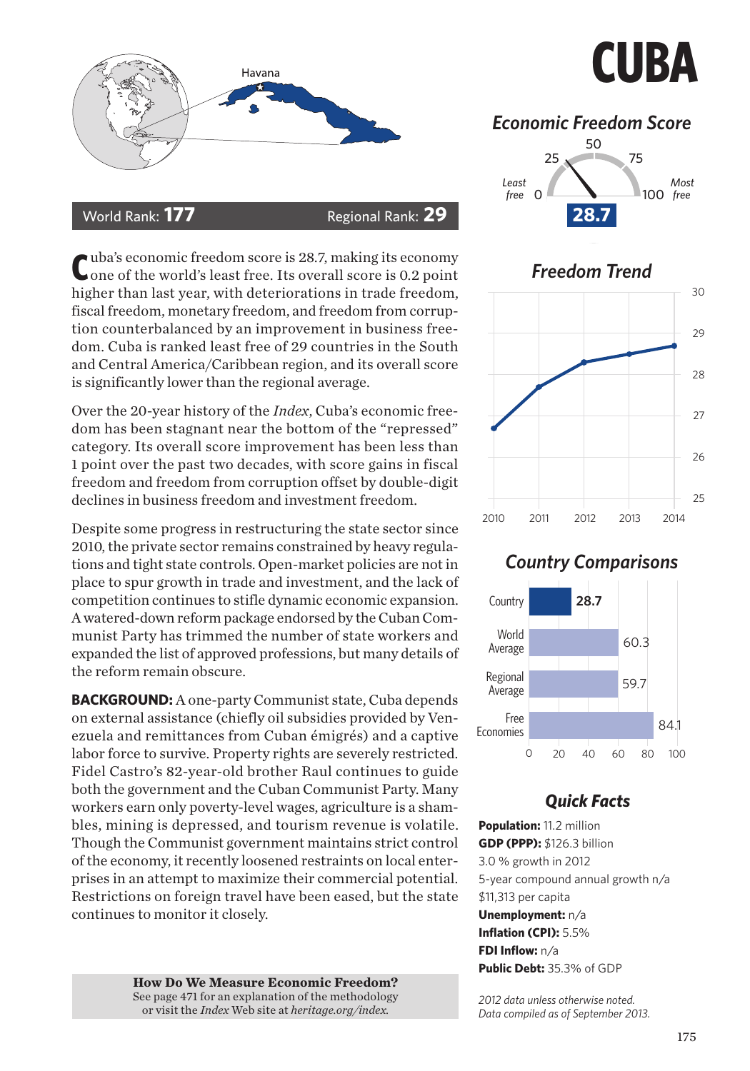# CUBA

World Rank: **177** Regional Rank: **29**

## Economic Freedom Score

**28.7**

## Freedom Trend

## Country Comparisons

| | Score |
|---|---|
| Country | 28.7 |
| World Average | 60.3 |
| Regional Average | 59.7 |
| Free Economies | 84.1 |

Cuba's economic freedom score is 28.7, making its economy one of the world's least free. Its overall score is 0.2 point higher than last year, with deteriorations in trade freedom, fiscal freedom, monetary freedom, and freedom from corruption counterbalanced by an improvement in business freedom. Cuba is ranked least free of 29 countries in the South and Central America/Caribbean region, and its overall score is significantly lower than the regional average.

Over the 20-year history of the *Index*, Cuba's economic freedom has been stagnant near the bottom of the "repressed" category. Its overall score improvement has been less than 1 point over the past two decades, with score gains in fiscal freedom and freedom from corruption offset by double-digit declines in business freedom and investment freedom.

Despite some progress in restructuring the state sector since 2010, the private sector remains constrained by heavy regulations and tight state controls. Open-market policies are not in place to spur growth in trade and investment, and the lack of competition continues to stifle dynamic economic expansion. A watered-down reform package endorsed by the Cuban Communist Party has trimmed the number of state workers and expanded the list of approved professions, but many details of the reform remain obscure.

**BACKGROUND:** A one-party Communist state, Cuba depends on external assistance (chiefly oil subsidies provided by Venezuela and remittances from Cuban émigrés) and a captive labor force to survive. Property rights are severely restricted. Fidel Castro's 82-year-old brother Raul continues to guide both the government and the Cuban Communist Party. Many workers earn only poverty-level wages, agriculture is a shambles, mining is depressed, and tourism revenue is volatile. Though the Communist government maintains strict control of the economy, it recently loosened restraints on local enterprises in an attempt to maximize their commercial potential. Restrictions on foreign travel have been eased, but the state continues to monitor it closely.

**How Do We Measure Economic Freedom?**
See page 471 for an explanation of the methodology or visit the *Index* Web site at *heritage.org/index.*

## Quick Facts

**Population:** 11.2 million
**GDP (PPP):** $126.3 billion
3.0 % growth in 2012
5-year compound annual growth n/a
$11,313 per capita
**Unemployment:** n/a
**Inflation (CPI):** 5.5%
**FDI Inflow:** n/a
**Public Debt:** 35.3% of GDP

*2012 data unless otherwise noted.*
*Data compiled as of September 2013.*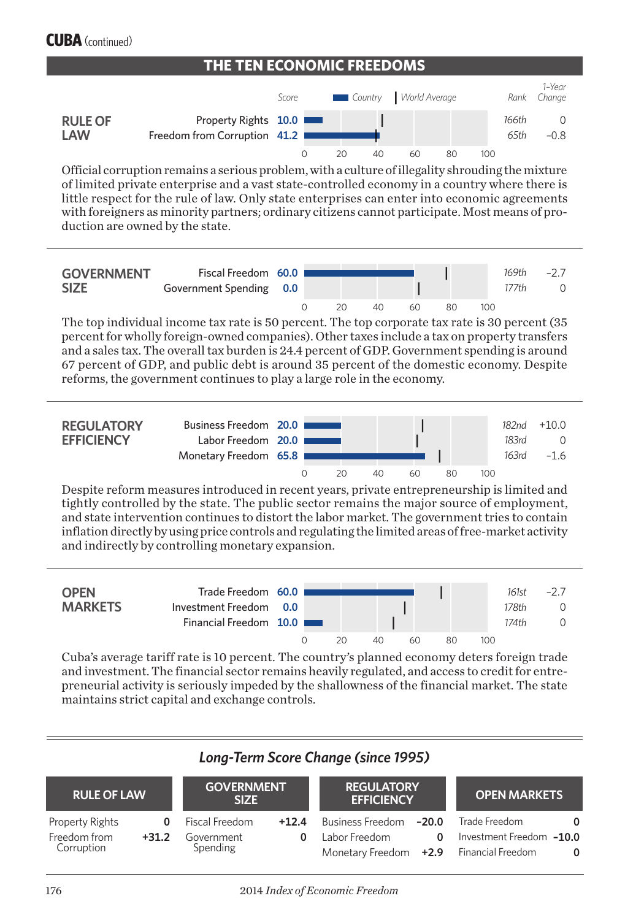## CUBA (continued)

## THE TEN ECONOMIC FREEDOMS

Score | Country | World Average | Rank | 1-Year Change

### RULE OF LAW

Property Rights 10.0 — 166th — 0

Freedom from Corruption 41.2 — 65th — −0.8

0 20 40 60 80 100

Official corruption remains a serious problem, with a culture of illegality shrouding the mixture of limited private enterprise and a vast state-controlled economy in a country where there is little respect for the rule of law. Only state enterprises can enter into economic agreements with foreigners as minority partners; ordinary citizens cannot participate. Most means of production are owned by the state.

### GOVERNMENT SIZE

Fiscal Freedom 60.0 — 169th — −2.7

Government Spending 0.0 — 177th — 0

0 20 40 60 80 100

The top individual income tax rate is 50 percent. The top corporate tax rate is 30 percent (35 percent for wholly foreign-owned companies). Other taxes include a tax on property transfers and a sales tax. The overall tax burden is 24.4 percent of GDP. Government spending is around 67 percent of GDP, and public debt is around 35 percent of the domestic economy. Despite reforms, the government continues to play a large role in the economy.

### REGULATORY EFFICIENCY

Business Freedom 20.0 — 182nd — +10.0

Labor Freedom 20.0 — 183rd — 0

Monetary Freedom 65.8 — 163rd — −1.6

0 20 40 60 80 100

Despite reform measures introduced in recent years, private entrepreneurship is limited and tightly controlled by the state. The public sector remains the major source of employment, and state intervention continues to distort the labor market. The government tries to contain inflation directly by using price controls and regulating the limited areas of free-market activity and indirectly by controlling monetary expansion.

### OPEN MARKETS

Trade Freedom 60.0 — 161st — −2.7

Investment Freedom 0.0 — 178th — 0

Financial Freedom 10.0 — 174th — 0

0 20 40 60 80 100

Cuba's average tariff rate is 10 percent. The country's planned economy deters foreign trade and investment. The financial sector remains heavily regulated, and access to credit for entrepreneurial activity is seriously impeded by the shallowness of the financial market. The state maintains strict capital and exchange controls.

## *Long-Term Score Change (since 1995)*

| RULE OF LAW | | GOVERNMENT SIZE | | REGULATORY EFFICIENCY | | OPEN MARKETS | |
|---|---|---|---|---|---|---|---|
| Property Rights | 0 | Fiscal Freedom | +12.4 | Business Freedom | −20.0 | Trade Freedom | 0 |
| Freedom from Corruption | +31.2 | Government Spending | 0 | Labor Freedom | 0 | Investment Freedom | −10.0 |
| | | | | Monetary Freedom | +2.9 | Financial Freedom | 0 |